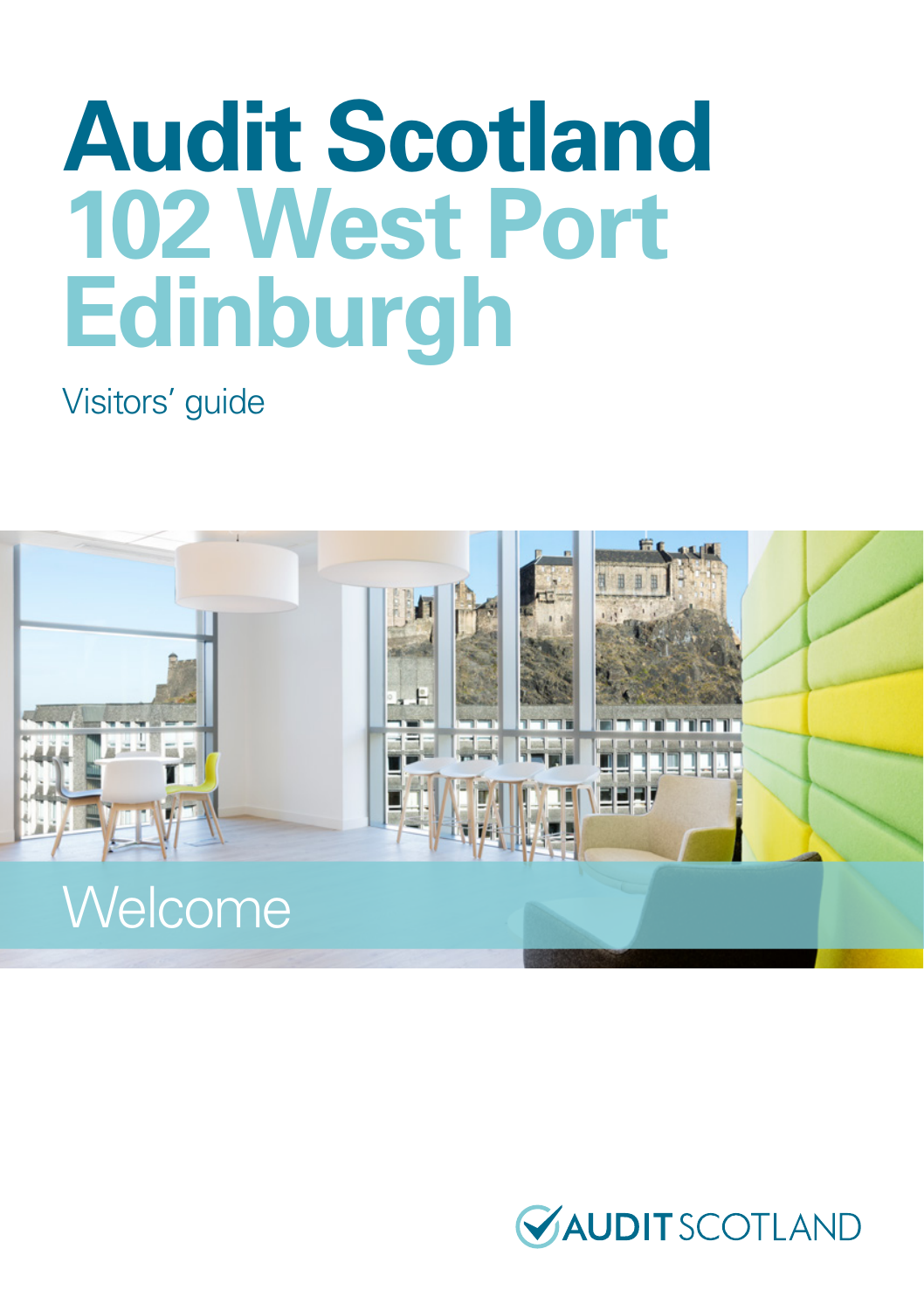# Audit Scotland
# 102 West Port Edinburgh

Visitors' guide

Welcome

AUDIT SCOTLAND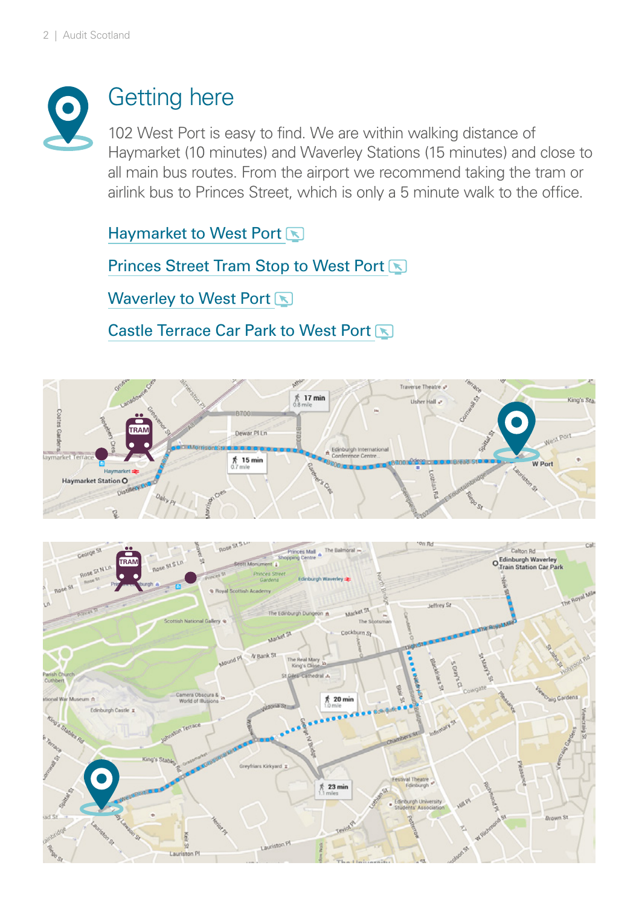# Getting here

102 West Port is easy to find. We are within walking distance of Haymarket (10 minutes) and Waverley Stations (15 minutes) and close to all main bus routes. From the airport we recommend taking the tram or airlink bus to Princes Street, which is only a 5 minute walk to the office.

Haymarket to West Port

Princes Street Tram Stop to West Port

Waverley to West Port

Castle Terrace Car Park to West Port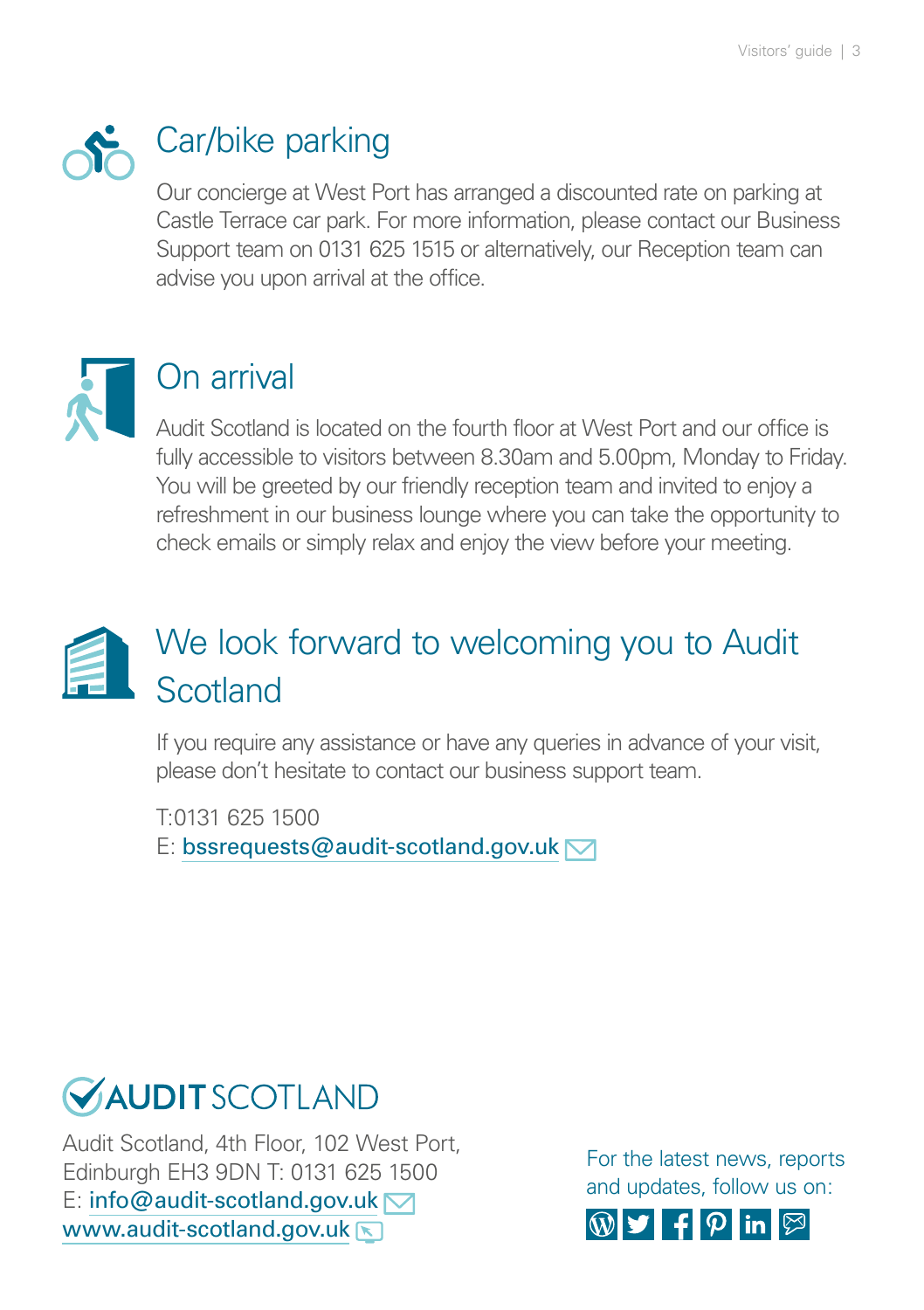## Car/bike parking

Our concierge at West Port has arranged a discounted rate on parking at Castle Terrace car park. For more information, please contact our Business Support team on 0131 625 1515 or alternatively, our Reception team can advise you upon arrival at the office.

## On arrival

Audit Scotland is located on the fourth floor at West Port and our office is fully accessible to visitors between 8.30am and 5.00pm, Monday to Friday. You will be greeted by our friendly reception team and invited to enjoy a refreshment in our business lounge where you can take the opportunity to check emails or simply relax and enjoy the view before your meeting.

## We look forward to welcoming you to Audit Scotland

If you require any assistance or have any queries in advance of your visit, please don't hesitate to contact our business support team.

T:0131 625 1500
E: bssrequests@audit-scotland.gov.uk

AUDIT SCOTLAND

Audit Scotland, 4th Floor, 102 West Port, Edinburgh EH3 9DN T: 0131 625 1500
E: info@audit-scotland.gov.uk
www.audit-scotland.gov.uk

For the latest news, reports and updates, follow us on: